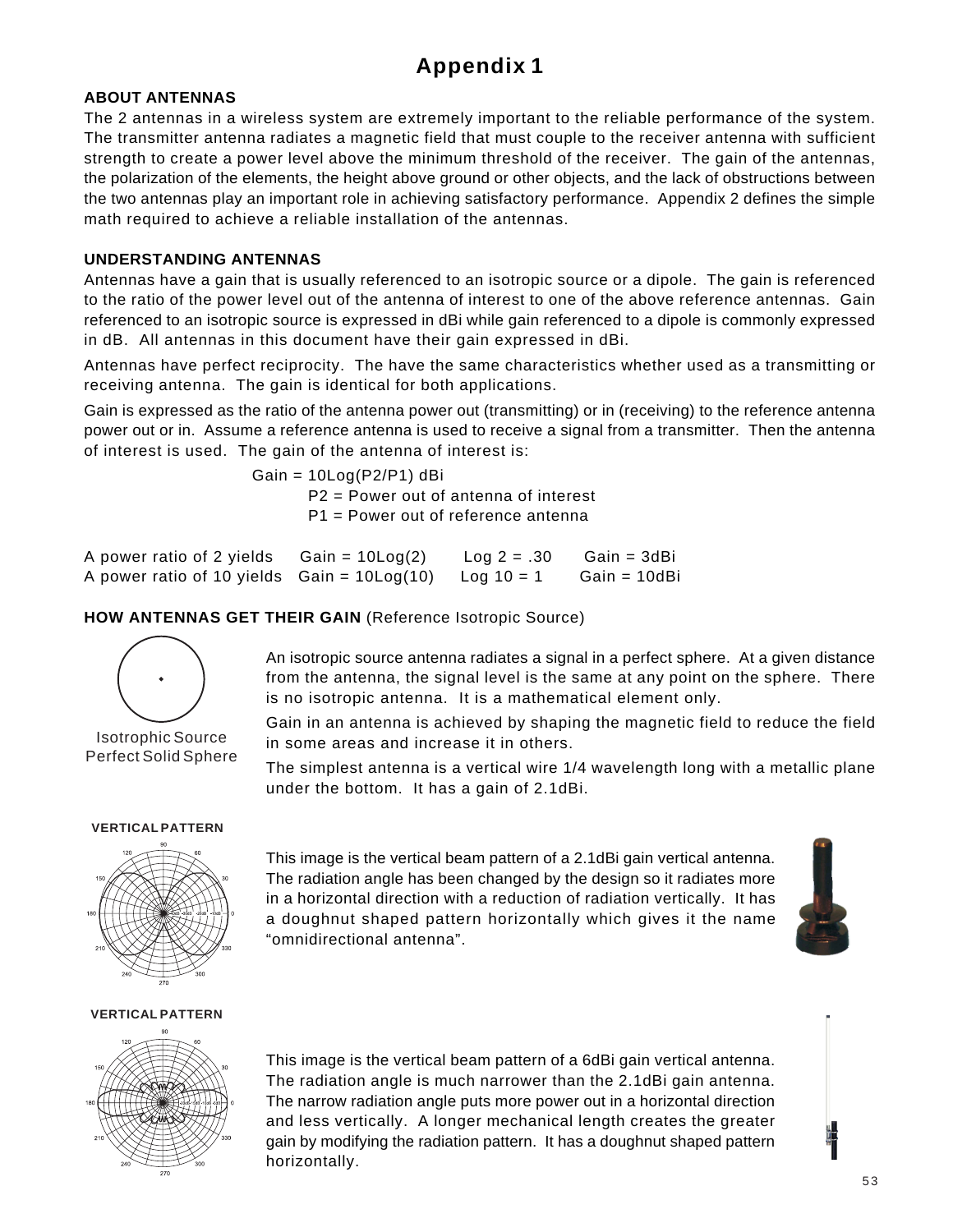# Appendix 1

**ABOUT ANTENNAS**

The 2 antennas in a wireless system are extremely important to the reliable performance of the system. The transmitter antenna radiates a magnetic field that must couple to the receiver antenna with sufficient strength to create a power level above the minimum threshold of the receiver. The gain of the antennas, the polarization of the elements, the height above ground or other objects, and the lack of obstructions between the two antennas play an important role in achieving satisfactory performance. Appendix 2 defines the simple math required to achieve a reliable installation of the antennas.

**UNDERSTANDING ANTENNAS**

Antennas have a gain that is usually referenced to an isotropic source or a dipole. The gain is referenced to the ratio of the power level out of the antenna of interest to one of the above reference antennas. Gain referenced to an isotropic source is expressed in dBi while gain referenced to a dipole is commonly expressed in dB. All antennas in this document have their gain expressed in dBi.

Antennas have perfect reciprocity. The have the same characteristics whether used as a transmitting or receiving antenna. The gain is identical for both applications.

Gain is expressed as the ratio of the antenna power out (transmitting) or in (receiving) to the reference antenna power out or in. Assume a reference antenna is used to receive a signal from a transmitter. Then the antenna of interest is used. The gain of the antenna of interest is:

$$\text{Gain} = 10\text{Log}(P2/P1)\ \text{dBi}$$

P2 = Power out of antenna of interest
P1 = Power out of reference antenna

A power ratio of 2 yields  Gain = 10Log(2)  Log 2 = .30  Gain = 3dBi
A power ratio of 10 yields  Gain = 10Log(10)  Log 10 = 1  Gain = 10dBi

**HOW ANTENNAS GET THEIR GAIN** (Reference Isotropic Source)

Isotrophic Source
Perfect Solid Sphere

An isotropic source antenna radiates a signal in a perfect sphere. At a given distance from the antenna, the signal level is the same at any point on the sphere. There is no isotropic antenna. It is a mathematical element only.

Gain in an antenna is achieved by shaping the magnetic field to reduce the field in some areas and increase it in others.

The simplest antenna is a vertical wire 1/4 wavelength long with a metallic plane under the bottom. It has a gain of 2.1dBi.

**VERTICAL PATTERN**

This image is the vertical beam pattern of a 2.1dBi gain vertical antenna. The radiation angle has been changed by the design so it radiates more in a horizontal direction with a reduction of radiation vertically. It has a doughnut shaped pattern horizontally which gives it the name "omnidirectional antenna".

**VERTICAL PATTERN**

This image is the vertical beam pattern of a 6dBi gain vertical antenna. The radiation angle is much narrower than the 2.1dBi gain antenna. The narrow radiation angle puts more power out in a horizontal direction and less vertically. A longer mechanical length creates the greater gain by modifying the radiation pattern. It has a doughnut shaped pattern horizontally.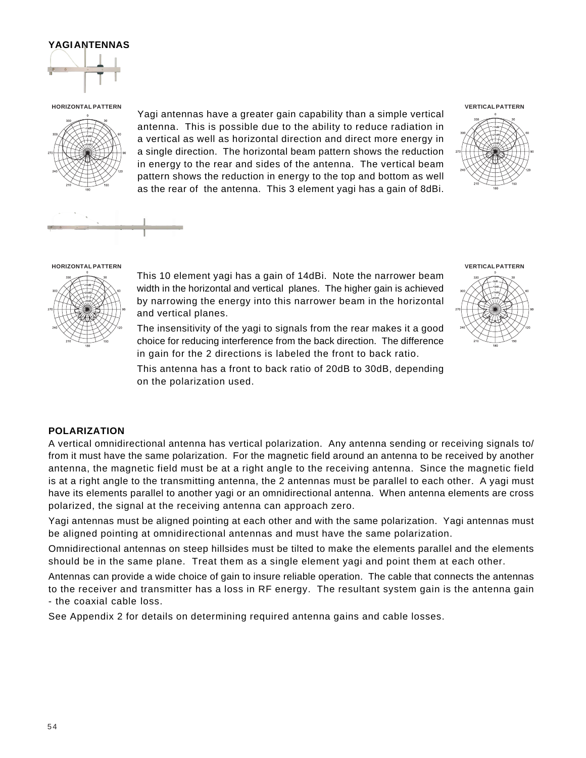## YAGI ANTENNAS

HORIZONTAL PATTERN

VERTICAL PATTERN

Yagi antennas have a greater gain capability than a simple vertical antenna. This is possible due to the ability to reduce radiation in a vertical as well as horizontal direction and direct more energy in a single direction. The horizontal beam pattern shows the reduction in energy to the rear and sides of the antenna. The vertical beam pattern shows the reduction in energy to the top and bottom as well as the rear of the antenna. This 3 element yagi has a gain of 8dBi.

HORIZONTAL PATTERN

VERTICAL PATTERN

This 10 element yagi has a gain of 14dBi. Note the narrower beam width in the horizontal and vertical planes. The higher gain is achieved by narrowing the energy into this narrower beam in the horizontal and vertical planes.

The insensitivity of the yagi to signals from the rear makes it a good choice for reducing interference from the back direction. The difference in gain for the 2 directions is labeled the front to back ratio.

This antenna has a front to back ratio of 20dB to 30dB, depending on the polarization used.

## POLARIZATION

A vertical omnidirectional antenna has vertical polarization. Any antenna sending or receiving signals to/ from it must have the same polarization. For the magnetic field around an antenna to be received by another antenna, the magnetic field must be at a right angle to the receiving antenna. Since the magnetic field is at a right angle to the transmitting antenna, the 2 antennas must be parallel to each other. A yagi must have its elements parallel to another yagi or an omnidirectional antenna. When antenna elements are cross polarized, the signal at the receiving antenna can approach zero.

Yagi antennas must be aligned pointing at each other and with the same polarization. Yagi antennas must be aligned pointing at omnidirectional antennas and must have the same polarization.

Omnidirectional antennas on steep hillsides must be tilted to make the elements parallel and the elements should be in the same plane. Treat them as a single element yagi and point them at each other.

Antennas can provide a wide choice of gain to insure reliable operation. The cable that connects the antennas to the receiver and transmitter has a loss in RF energy. The resultant system gain is the antenna gain - the coaxial cable loss.

See Appendix 2 for details on determining required antenna gains and cable losses.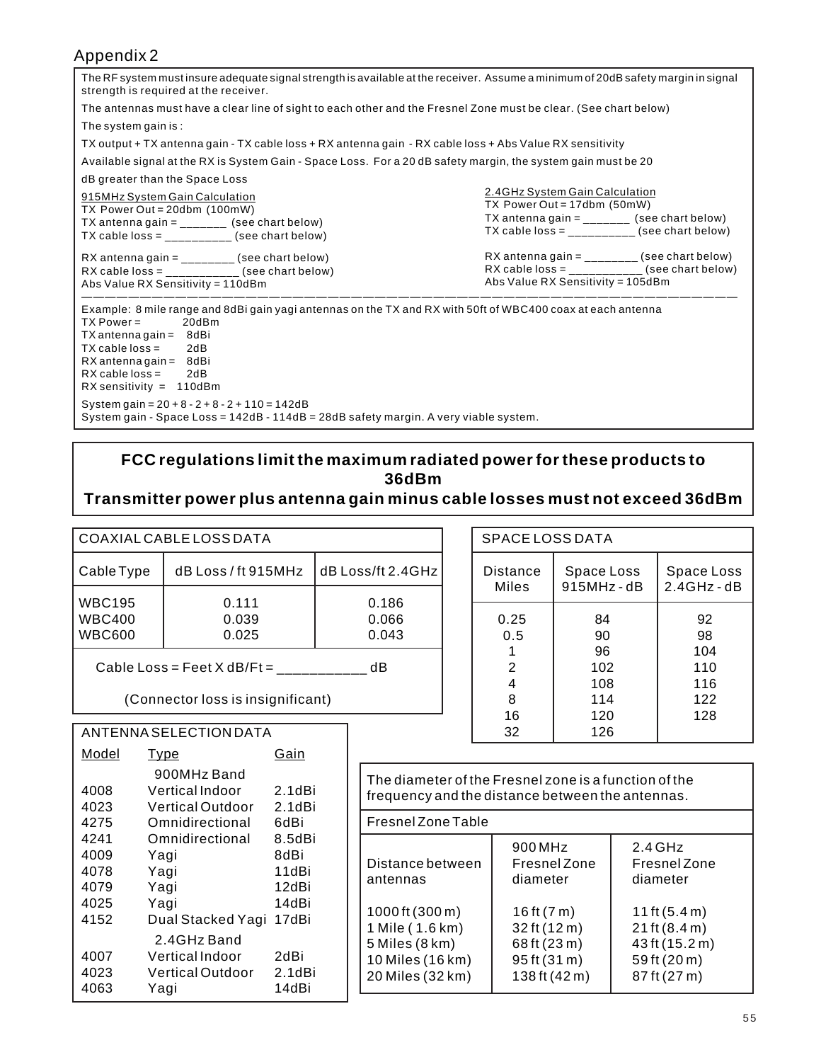# Appendix 2

The RF system must insure adequate signal strength is available at the receiver. Assume a minimum of 20dB safety margin in signal strength is required at the receiver.

The antennas must have a clear line of sight to each other and the Fresnel Zone must be clear. (See chart below)

The system gain is :

TX output + TX antenna gain - TX cable loss + RX antenna gain - RX cable loss + Abs Value RX sensitivity

Available signal at the RX is System Gain - Space Loss. For a 20 dB safety margin, the system gain must be 20 dB greater than the Space Loss

915MHz System Gain Calculation
TX Power Out = 20dbm (100mW)
TX antenna gain = _______ (see chart below)
TX cable loss = __________ (see chart below)

RX antenna gain = ________ (see chart below)
RX cable loss = ___________ (see chart below)
Abs Value RX Sensitivity = 110dBm

2.4GHz System Gain Calculation
TX Power Out = 17dbm (50mW)
TX antenna gain = _______ (see chart below)
TX cable loss = __________ (see chart below)

RX antenna gain = ________ (see chart below)
RX cable loss = ___________ (see chart below)
Abs Value RX Sensitivity = 105dBm

---

Example: 8 mile range and 8dBi gain yagi antennas on the TX and RX with 50ft of WBC400 coax at each antenna

TX Power = 20dBm
TX antenna gain = 8dBi
TX cable loss = 2dB
RX antenna gain = 8dBi
RX cable loss = 2dB
RX sensitivity = 110dBm

System gain = 20 + 8 - 2 + 8 - 2 + 110 = 142dB
System gain - Space Loss = 142dB - 114dB = 28dB safety margin. A very viable system.

**FCC regulations limit the maximum radiated power for these products to 36dBm**
**Transmitter power plus antenna gain minus cable losses must not exceed 36dBm**

COAXIAL CABLE LOSS DATA

| Cable Type | dB Loss / ft 915MHz | dB Loss/ft 2.4GHz |
|---|---|---|
| WBC195 | 0.111 | 0.186 |
| WBC400 | 0.039 | 0.066 |
| WBC600 | 0.025 | 0.043 |

Cable Loss = Feet X dB/Ft = ___________ dB

(Connector loss is insignificant)

SPACE LOSS DATA

| Distance Miles | Space Loss 915MHz - dB | Space Loss 2.4GHz - dB |
|---|---|---|
| 0.25 | 84 | 92 |
| 0.5 | 90 | 98 |
| 1 | 96 | 104 |
| 2 | 102 | 110 |
| 4 | 108 | 116 |
| 8 | 114 | 122 |
| 16 | 120 | 128 |
| 32 | 126 | |

ANTENNA SELECTION DATA

| Model | Type | Gain |
|---|---|---|
| | 900MHz Band | |
| 4008 | Vertical Indoor | 2.1dBi |
| 4023 | Vertical Outdoor | 2.1dBi |
| 4275 | Omnidirectional | 6dBi |
| 4241 | Omnidirectional | 8.5dBi |
| 4009 | Yagi | 8dBi |
| 4078 | Yagi | 11dBi |
| 4079 | Yagi | 12dBi |
| 4025 | Yagi | 14dBi |
| 4152 | Dual Stacked Yagi | 17dBi |
| | 2.4GHz Band | |
| 4007 | Vertical Indoor | 2dBi |
| 4023 | Vertical Outdoor | 2.1dBi |
| 4063 | Yagi | 14dBi |

The diameter of the Fresnel zone is a function of the frequency and the distance between the antennas.

Fresnel Zone Table

| Distance between antennas | 900 MHz Fresnel Zone diameter | 2.4 GHz Fresnel Zone diameter |
|---|---|---|
| 1000 ft (300 m) | 16 ft (7 m) | 11 ft (5.4 m) |
| 1 Mile ( 1.6 km) | 32 ft (12 m) | 21 ft (8.4 m) |
| 5 Miles (8 km) | 68 ft (23 m) | 43 ft (15.2 m) |
| 10 Miles (16 km) | 95 ft (31 m) | 59 ft (20 m) |
| 20 Miles (32 km) | 138 ft (42 m) | 87 ft (27 m) |